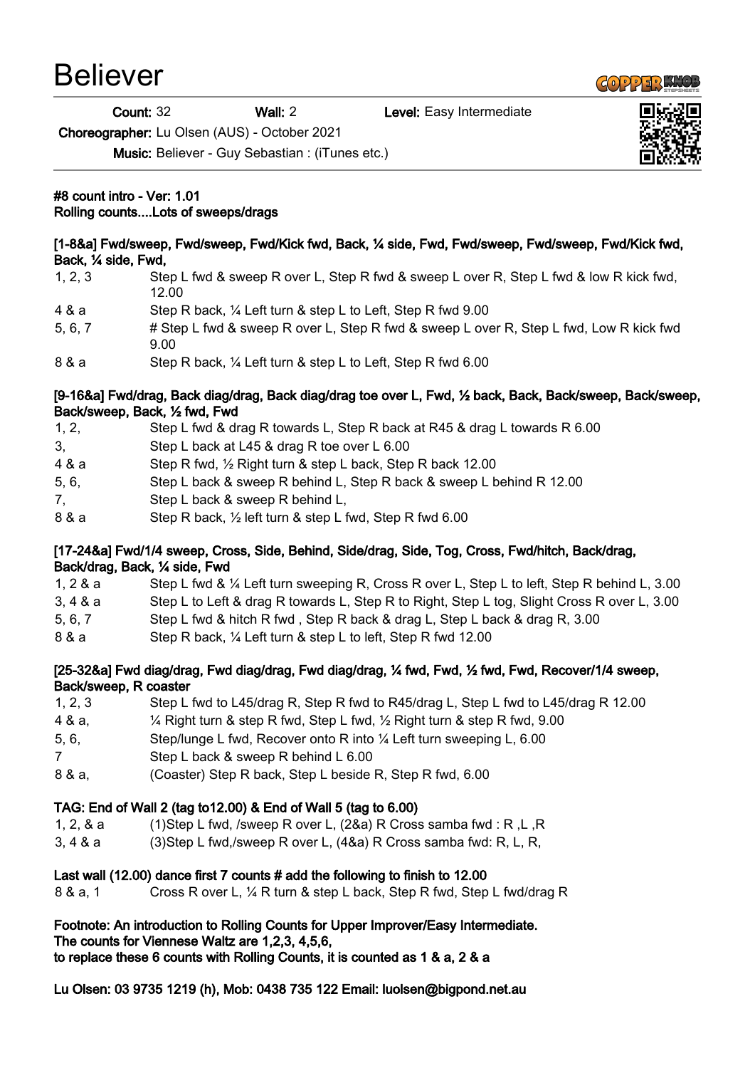# Believer

**Count:** 32 **Wall:** 2 **Level:** Easy Intermediate

**Choreographer:** Lu Olsen (AUS) - October 2021

**Music:** Believer - Guy Sebastian : (iTunes etc.)

**#8 count intro - Ver: 1.01**
**Rolling counts....Lots of sweeps/drags**

**[1-8&a] Fwd/sweep, Fwd/sweep, Fwd/Kick fwd, Back, ¼ side, Fwd, Fwd/sweep, Fwd/sweep, Fwd/Kick fwd, Back, ¼ side, Fwd,**

| | |
|---|---|
| 1, 2, 3 | Step L fwd & sweep R over L, Step R fwd & sweep L over R, Step L fwd & low R kick fwd, 12.00 |
| 4 & a | Step R back, ¼ Left turn & step L to Left, Step R fwd 9.00 |
| 5, 6, 7 | # Step L fwd & sweep R over L, Step R fwd & sweep L over R, Step L fwd, Low R kick fwd 9.00 |
| 8 & a | Step R back, ¼ Left turn & step L to Left, Step R fwd 6.00 |

**[9-16&a] Fwd/drag, Back diag/drag, Back diag/drag toe over L, Fwd, ½ back, Back, Back/sweep, Back/sweep, Back/sweep, Back, ½ fwd, Fwd**

| | |
|---|---|
| 1, 2, | Step L fwd & drag R towards L, Step R back at R45 & drag L towards R 6.00 |
| 3, | Step L back at L45 & drag R toe over L 6.00 |
| 4 & a | Step R fwd, ½ Right turn & step L back, Step R back 12.00 |
| 5, 6, | Step L back & sweep R behind L, Step R back & sweep L behind R 12.00 |
| 7, | Step L back & sweep R behind L, |
| 8 & a | Step R back, ½ left turn & step L fwd, Step R fwd 6.00 |

**[17-24&a] Fwd/1/4 sweep, Cross, Side, Behind, Side/drag, Side, Tog, Cross, Fwd/hitch, Back/drag, Back/drag, Back, ¼ side, Fwd**

| | |
|---|---|
| 1, 2 & a | Step L fwd & ¼ Left turn sweeping R, Cross R over L, Step L to left, Step R behind L, 3.00 |
| 3, 4 & a | Step L to Left & drag R towards L, Step R to Right, Step L tog, Slight Cross R over L, 3.00 |
| 5, 6, 7 | Step L fwd & hitch R fwd , Step R back & drag L, Step L back & drag R, 3.00 |
| 8 & a | Step R back, ¼ Left turn & step L to left, Step R fwd 12.00 |

**[25-32&a] Fwd diag/drag, Fwd diag/drag, Fwd diag/drag, ¼ fwd, Fwd, ½ fwd, Fwd, Recover/1/4 sweep, Back/sweep, R coaster**

| | |
|---|---|
| 1, 2, 3 | Step L fwd to L45/drag R, Step R fwd to R45/drag L, Step L fwd to L45/drag R 12.00 |
| 4 & a, | ¼ Right turn & step R fwd, Step L fwd, ½ Right turn & step R fwd, 9.00 |
| 5, 6, | Step/lunge L fwd, Recover onto R into ¼ Left turn sweeping L, 6.00 |
| 7 | Step L back & sweep R behind L 6.00 |
| 8 & a, | (Coaster) Step R back, Step L beside R, Step R fwd, 6.00 |

**TAG: End of Wall 2 (tag to12.00) & End of Wall 5 (tag to 6.00)**

| | |
|---|---|
| 1, 2, & a | (1)Step L fwd, /sweep R over L, (2&a) R Cross samba fwd : R ,L ,R |
| 3, 4 & a | (3)Step L fwd,/sweep R over L, (4&a) R Cross samba fwd: R, L, R, |

**Last wall (12.00) dance first 7 counts # add the following to finish to 12.00**

| | |
|---|---|
| 8 & a, 1 | Cross R over L, ¼ R turn & step L back, Step R fwd, Step L fwd/drag R |

**Footnote: An introduction to Rolling Counts for Upper Improver/Easy Intermediate.**
**The counts for Viennese Waltz are 1,2,3, 4,5,6,**
**to replace these 6 counts with Rolling Counts, it is counted as 1 & a, 2 & a**

**Lu Olsen: 03 9735 1219 (h), Mob: 0438 735 122 Email: luolsen@bigpond.net.au**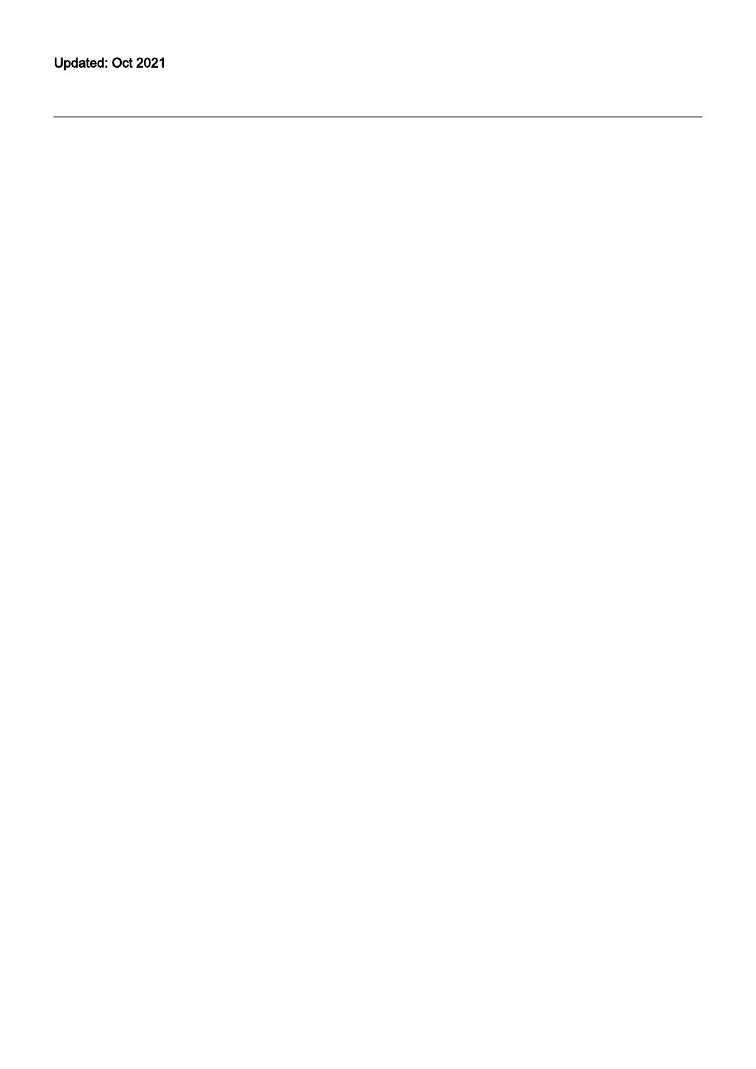**Updated: Oct 2021**

---